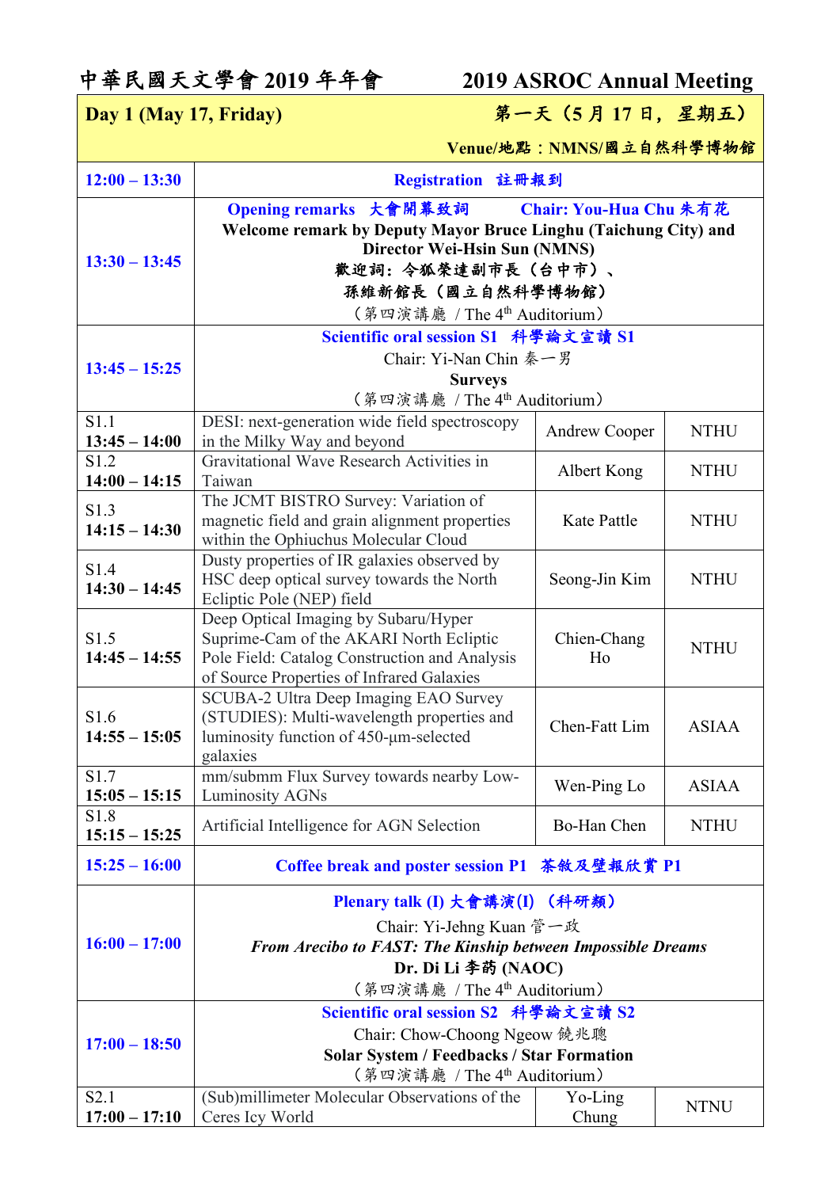# 中華民國天文學會 2019 年年會　　2019 ASROC Annual Meeting

| Day 1 (May 17, Friday) | 第一天（5 月 17 日，星期五） Venue/地點：NMNS/國立自然科學博物館 | | |
|---|---|---|---|
| 12:00 – 13:30 | Registration　註冊報到 | | |
| 13:30 – 13:45 | Opening remarks　大會開幕致詞　　Chair: You-Hua Chu 朱有花<br>**Welcome remark by Deputy Mayor Bruce Linghu (Taichung City) and Director Wei-Hsin Sun (NMNS)**<br>**歡迎詞：令狐榮達副市長（台中市）、孫維新館長（國立自然科學博物館）**<br>（第四演講廳 / The 4th Auditorium） | | |
| 13:45 – 15:25 | Scientific oral session S1　科學論文宣讀 S1<br>Chair: Yi-Nan Chin 秦一男<br>**Surveys**<br>（第四演講廳 / The 4th Auditorium） | | |
| S1.1<br>**13:45 – 14:00** | DESI: next-generation wide field spectroscopy in the Milky Way and beyond | Andrew Cooper | NTHU |
| S1.2<br>**14:00 – 14:15** | Gravitational Wave Research Activities in Taiwan | Albert Kong | NTHU |
| S1.3<br>**14:15 – 14:30** | The JCMT BISTRO Survey: Variation of magnetic field and grain alignment properties within the Ophiuchus Molecular Cloud | Kate Pattle | NTHU |
| S1.4<br>**14:30 – 14:45** | Dusty properties of IR galaxies observed by HSC deep optical survey towards the North Ecliptic Pole (NEP) field | Seong-Jin Kim | NTHU |
| S1.5<br>**14:45 – 14:55** | Deep Optical Imaging by Subaru/Hyper Suprime-Cam of the AKARI North Ecliptic Pole Field: Catalog Construction and Analysis of Source Properties of Infrared Galaxies | Chien-Chang Ho | NTHU |
| S1.6<br>**14:55 – 15:05** | SCUBA-2 Ultra Deep Imaging EAO Survey (STUDIES): Multi-wavelength properties and luminosity function of 450-µm-selected galaxies | Chen-Fatt Lim | ASIAA |
| S1.7<br>**15:05 – 15:15** | mm/submm Flux Survey towards nearby Low-Luminosity AGNs | Wen-Ping Lo | ASIAA |
| S1.8<br>**15:15 – 15:25** | Artificial Intelligence for AGN Selection | Bo-Han Chen | NTHU |
| 15:25 – 16:00 | Coffee break and poster session P1　茶敘及壁報欣賞 P1 | | |
| 16:00 – 17:00 | Plenary talk (I) 大會講演(I)（科研類）<br>Chair: Yi-Jehng Kuan 管一政<br>***From Arecibo to FAST: The Kinship between Impossible Dreams***<br>**Dr. Di Li 李菂 (NAOC)**<br>（第四演講廳 / The 4th Auditorium） | | |
| 17:00 – 18:50 | Scientific oral session S2　科學論文宣讀 S2<br>Chair: Chow-Choong Ngeow 饒兆聰<br>**Solar System / Feedbacks / Star Formation**<br>（第四演講廳 / The 4th Auditorium） | | |
| S2.1<br>**17:00 – 17:10** | (Sub)millimeter Molecular Observations of the Ceres Icy World | Yo-Ling Chung | NTNU |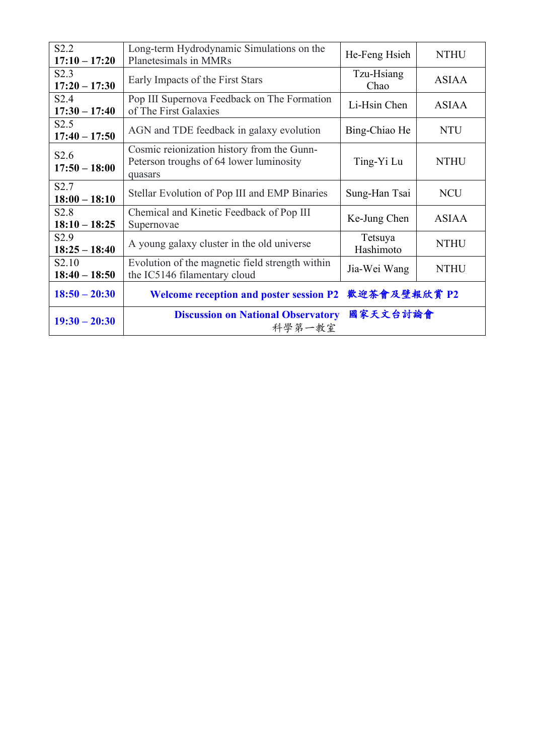| | | | |
|---|---|---|---|
| S2.2<br>**17:10 – 17:20** | Long-term Hydrodynamic Simulations on the Planetesimals in MMRs | He-Feng Hsieh | NTHU |
| S2.3<br>**17:20 – 17:30** | Early Impacts of the First Stars | Tzu-Hsiang Chao | ASIAA |
| S2.4<br>**17:30 – 17:40** | Pop III Supernova Feedback on The Formation of The First Galaxies | Li-Hsin Chen | ASIAA |
| S2.5<br>**17:40 – 17:50** | AGN and TDE feedback in galaxy evolution | Bing-Chiao He | NTU |
| S2.6<br>**17:50 – 18:00** | Cosmic reionization history from the Gunn-Peterson troughs of 64 lower luminosity quasars | Ting-Yi Lu | NTHU |
| S2.7<br>**18:00 – 18:10** | Stellar Evolution of Pop III and EMP Binaries | Sung-Han Tsai | NCU |
| S2.8<br>**18:10 – 18:25** | Chemical and Kinetic Feedback of Pop III Supernovae | Ke-Jung Chen | ASIAA |
| S2.9<br>**18:25 – 18:40** | A young galaxy cluster in the old universe | Tetsuya Hashimoto | NTHU |
| S2.10<br>**18:40 – 18:50** | Evolution of the magnetic field strength within the IC5146 filamentary cloud | Jia-Wei Wang | NTHU |
| **18:50 – 20:30** | **Welcome reception and poster session P2 歡迎茶會及壁報欣賞 P2** | | |
| **19:30 – 20:30** | **Discussion on National Observatory 國家天文台討論會**<br>科學第一教室 | | |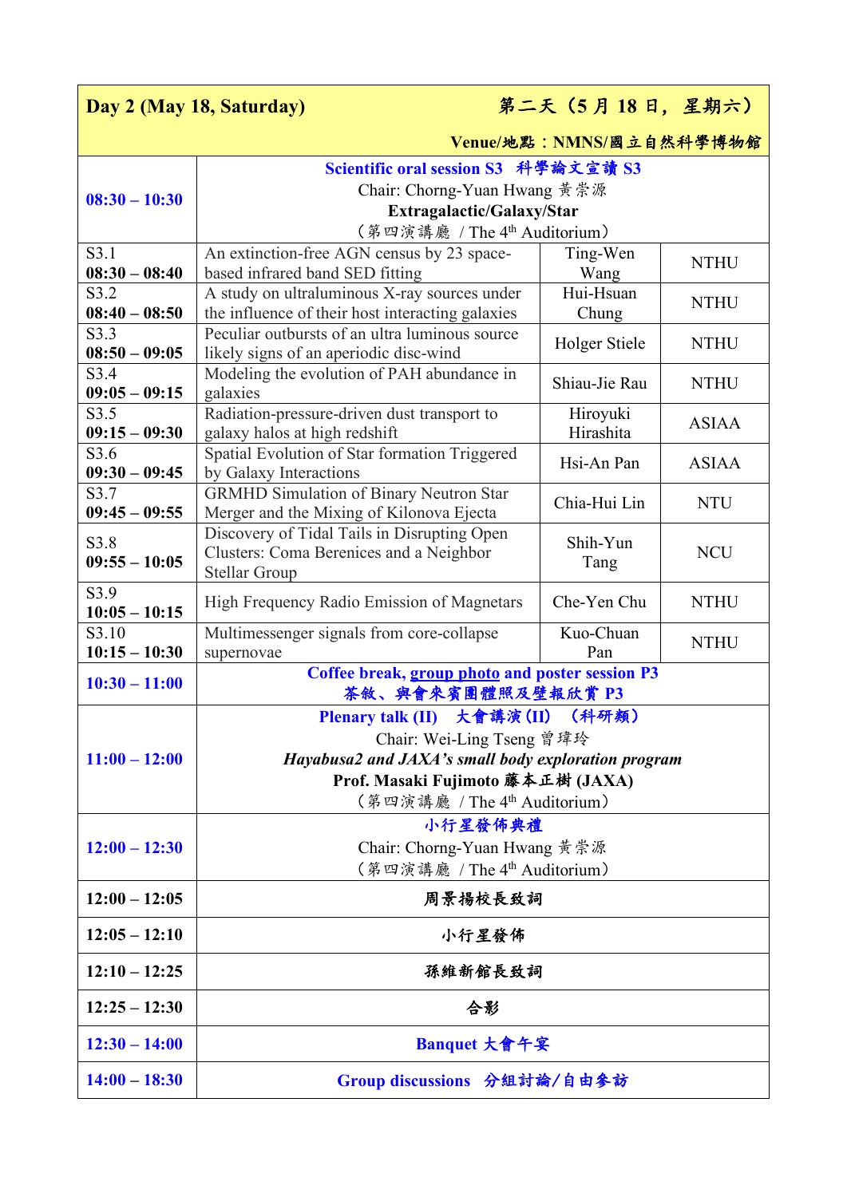| Day 2 (May 18, Saturday) | 第二天（5 月 18 日，星期六） | | |
|---|---|---|---|
| | Venue/地點：NMNS/國立自然科學博物館 | | |
| **08:30 – 10:30** | **Scientific oral session S3 科學論文宣讀 S3**<br>Chair: Chorng-Yuan Hwang 黃崇源<br>**Extragalactic/Galaxy/Star**<br>（第四演講廳 / The 4th Auditorium） | | |
| S3.1<br>**08:30 – 08:40** | An extinction-free AGN census by 23 space-based infrared band SED fitting | Ting-Wen Wang | NTHU |
| S3.2<br>**08:40 – 08:50** | A study on ultraluminous X-ray sources under the influence of their host interacting galaxies | Hui-Hsuan Chung | NTHU |
| S3.3<br>**08:50 – 09:05** | Peculiar outbursts of an ultra luminous source likely signs of an aperiodic disc-wind | Holger Stiele | NTHU |
| S3.4<br>**09:05 – 09:15** | Modeling the evolution of PAH abundance in galaxies | Shiau-Jie Rau | NTHU |
| S3.5<br>**09:15 – 09:30** | Radiation-pressure-driven dust transport to galaxy halos at high redshift | Hiroyuki Hirashita | ASIAA |
| S3.6<br>**09:30 – 09:45** | Spatial Evolution of Star formation Triggered by Galaxy Interactions | Hsi-An Pan | ASIAA |
| S3.7<br>**09:45 – 09:55** | GRMHD Simulation of Binary Neutron Star Merger and the Mixing of Kilonova Ejecta | Chia-Hui Lin | NTU |
| S3.8<br>**09:55 – 10:05** | Discovery of Tidal Tails in Disrupting Open Clusters: Coma Berenices and a Neighbor Stellar Group | Shih-Yun Tang | NCU |
| S3.9<br>**10:05 – 10:15** | High Frequency Radio Emission of Magnetars | Che-Yen Chu | NTHU |
| S3.10<br>**10:15 – 10:30** | Multimessenger signals from core-collapse supernovae | Kuo-Chuan Pan | NTHU |
| **10:30 – 11:00** | **Coffee break, group photo and poster session P3**<br>**茶敘、與會來賓團體照及壁報欣賞 P3** | | |
| **11:00 – 12:00** | **Plenary talk (II) 大會講演 (II) （科研類）**<br>Chair: Wei-Ling Tseng 曾瑋玲<br>***Hayabusa2 and JAXA's small body exploration program***<br>**Prof. Masaki Fujimoto 藤本正樹 (JAXA)**<br>（第四演講廳 / The 4th Auditorium） | | |
| **12:00 – 12:30** | **小行星發佈典禮**<br>Chair: Chorng-Yuan Hwang 黃崇源<br>（第四演講廳 / The 4th Auditorium） | | |
| **12:00 – 12:05** | **周景揚校長致詞** | | |
| **12:05 – 12:10** | **小行星發佈** | | |
| **12:10 – 12:25** | **孫維新館長致詞** | | |
| **12:25 – 12:30** | **合影** | | |
| **12:30 – 14:00** | **Banquet 大會午宴** | | |
| **14:00 – 18:30** | **Group discussions 分組討論/自由參訪** | | |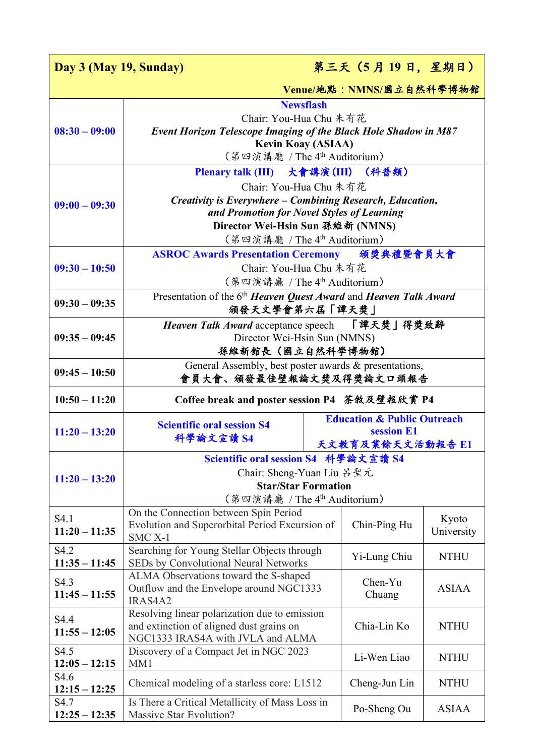| Day 3 (May 19, Sunday) 第三天（5 月 19 日，星期日） Venue/地點：NMNS/國立自然科學博物館 | | | |
|---|---|---|---|
| **08:30 – 09:00** | **Newsflash**<br>Chair: You-Hua Chu 朱有花<br>***Event Horizon Telescope Imaging of the Black Hole Shadow in M87***<br>**Kevin Koay (ASIAA)**<br>（第四演講廳 / The 4th Auditorium） | | |
| **09:00 – 09:30** | **Plenary talk (III) 大會講演 (III) （科普類）**<br>Chair: You-Hua Chu 朱有花<br>***Creativity is Everywhere – Combining Research, Education, and Promotion for Novel Styles of Learning***<br>**Director Wei-Hsin Sun 孫維新 (NMNS)**<br>（第四演講廳 / The 4th Auditorium） | | |
| **09:30 – 10:50** | **ASROC Awards Presentation Ceremony 頒獎典禮暨會員大會**<br>Chair: You-Hua Chu 朱有花<br>（第四演講廳 / The 4th Auditorium） | | |
| **09:30 – 09:35** | Presentation of the 6th ***Heaven Quest Award*** and ***Heaven Talk Award***<br>**頒發天文學會第六屆「譚天獎」** | | |
| **09:35 – 09:45** | ***Heaven Talk Award*** acceptance speech **「譚天獎」得獎致辭**<br>Director Wei-Hsin Sun (NMNS)<br>**孫維新館長（國立自然科學博物館）** | | |
| **09:45 – 10:50** | General Assembly, best poster awards & presentations,<br>**會員大會、頒發最佳壁報論文獎及得獎論文口頭報告** | | |
| **10:50 – 11:20** | **Coffee break and poster session P4 茶敘及壁報欣賞 P4** | | |
| **11:20 – 13:20** | **Scientific oral session S4**<br>**科學論文宣讀 S4** | **Education & Public Outreach session E1**<br>**天文教育及業餘天文活動報告 E1** | |
| **11:20 – 13:20** | **Scientific oral session S4 科學論文宣讀 S4**<br>Chair: Sheng-Yuan Liu 呂聖元<br>**Star/Star Formation**<br>（第四演講廳 / The 4th Auditorium） | | |
| S4.1<br>**11:20 – 11:35** | On the Connection between Spin Period Evolution and Superorbital Period Excursion of SMC X-1 | Chin-Ping Hu | Kyoto University |
| S4.2<br>**11:35 – 11:45** | Searching for Young Stellar Objects through SEDs by Convolutional Neural Networks | Yi-Lung Chiu | NTHU |
| S4.3<br>**11:45 – 11:55** | ALMA Observations toward the S-shaped Outflow and the Envelope around NGC1333 IRAS4A2 | Chen-Yu Chuang | ASIAA |
| S4.4<br>**11:55 – 12:05** | Resolving linear polarization due to emission and extinction of aligned dust grains on NGC1333 IRAS4A with JVLA and ALMA | Chia-Lin Ko | NTHU |
| S4.5<br>**12:05 – 12:15** | Discovery of a Compact Jet in NGC 2023 MM1 | Li-Wen Liao | NTHU |
| S4.6<br>**12:15 – 12:25** | Chemical modeling of a starless core: L1512 | Cheng-Jun Lin | NTHU |
| S4.7<br>**12:25 – 12:35** | Is There a Critical Metallicity of Mass Loss in Massive Star Evolution? | Po-Sheng Ou | ASIAA |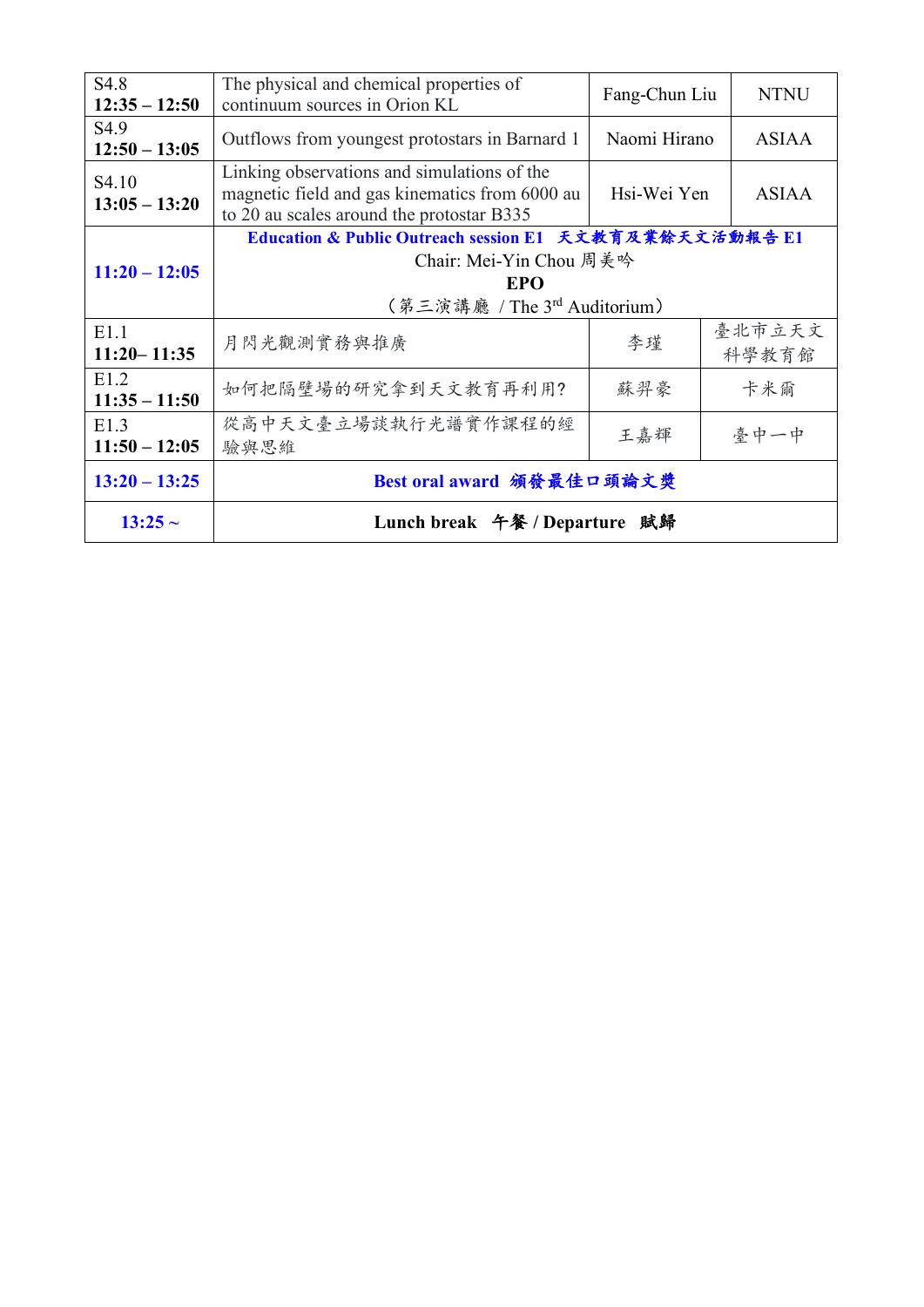| | | | |
|---|---|---|---|
| S4.8 **12:35 – 12:50** | The physical and chemical properties of continuum sources in Orion KL | Fang-Chun Liu | NTNU |
| S4.9 **12:50 – 13:05** | Outflows from youngest protostars in Barnard 1 | Naomi Hirano | ASIAA |
| S4.10 **13:05 – 13:20** | Linking observations and simulations of the magnetic field and gas kinematics from 6000 au to 20 au scales around the protostar B335 | Hsi-Wei Yen | ASIAA |
| **11:20 – 12:05** | **Education & Public Outreach session E1 天文教育及業餘天文活動報告 E1** Chair: Mei-Yin Chou 周美吟 **EPO** （第三演講廳 / The 3rd Auditorium） | | |
| E1.1 **11:20– 11:35** | 月閃光觀測實務與推廣 | 李瑾 | 臺北市立天文科學教育館 |
| E1.2 **11:35 – 11:50** | 如何把隔壁場的研究拿到天文教育再利用? | 蘇羿豪 | 卡米爾 |
| E1.3 **11:50 – 12:05** | 從高中天文臺立場談執行光譜實作課程的經驗與思維 | 王嘉輝 | 臺中一中 |
| **13:20 – 13:25** | **Best oral award 頒發最佳口頭論文獎** | | |
| **13:25 ~** | **Lunch break 午餐 / Departure 賦歸** | | |